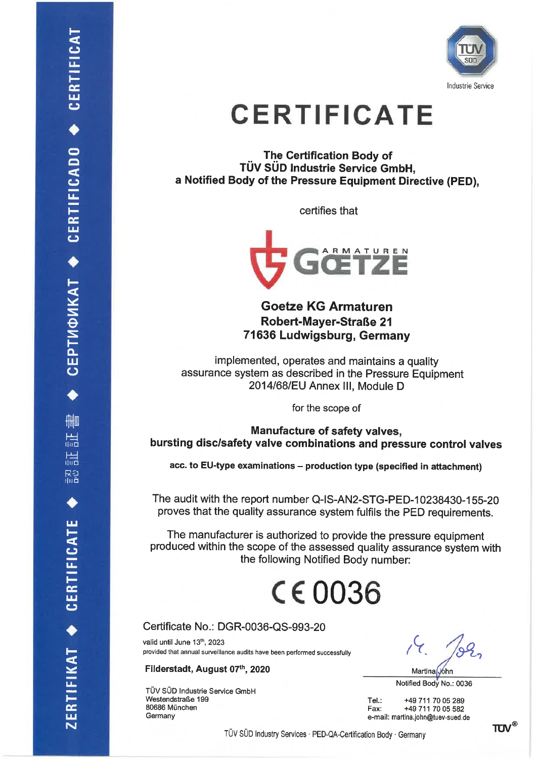ZERTIFIKAT ◆ CERTIFICATE ◆ 認証証書 ◆ СЕРТИФИКАТ ◆ CERTIFICADO ◆ CERTIFICAT

TÜV SÜD

Industrie Service

# CERTIFICATE

**The Certification Body of**
**TÜV SÜD Industrie Service GmbH,**
**a Notified Body of the Pressure Equipment Directive (PED),**

certifies that

ARMATUREN GOETZE

**Goetze KG Armaturen**
**Robert-Mayer-Straße 21**
**71636 Ludwigsburg, Germany**

implemented, operates and maintains a quality assurance system as described in the Pressure Equipment 2014/68/EU Annex III, Module D

for the scope of

**Manufacture of safety valves,**
**bursting disc/safety valve combinations and pressure control valves**

**acc. to EU-type examinations – production type (specified in attachment)**

The audit with the report number Q-IS-AN2-STG-PED-10238430-155-20 proves that the quality assurance system fulfils the PED requirements.

The manufacturer is authorized to provide the pressure equipment produced within the scope of the assessed quality assurance system with the following Notified Body number:

# CE 0036

Certificate No.: DGR-0036-QS-993-20

valid until June 13th, 2023
provided that annual surveillance audits have been performed successfully

**Filderstadt, August 07th, 2020**

Martina John
Notified Body No.: 0036

TÜV SÜD Industrie Service GmbH
Westendstraße 199
80686 München
Germany

Tel.: +49 711 70 05 289
Fax: +49 711 70 05 582
e-mail: martina.john@tuev-sued.de

TÜV SÜD Industry Services · PED-QA-Certification Body · Germany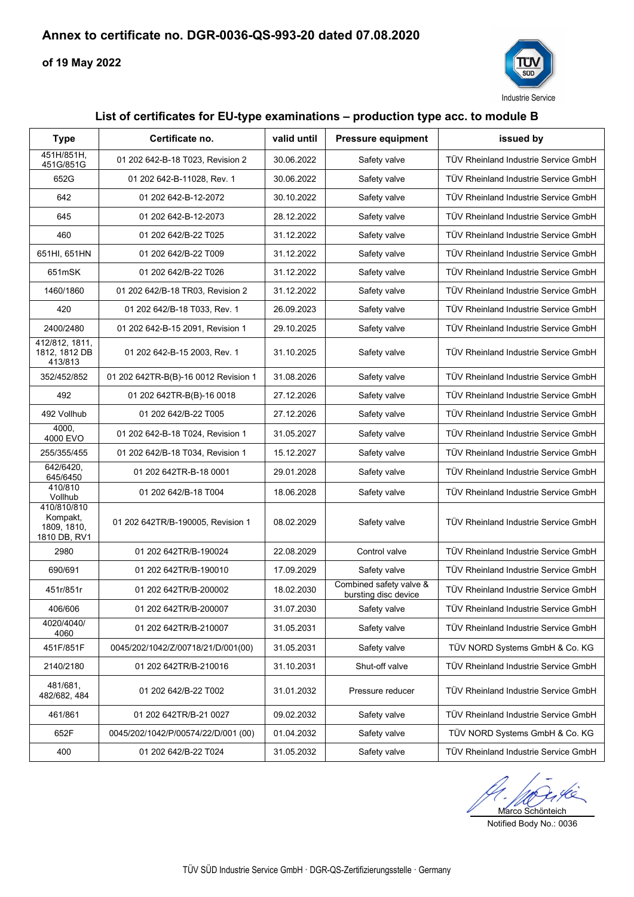# Annex to certificate no. DGR-0036-QS-993-20 dated 07.08.2020

**of 19 May 2022**

TÜV SÜD
Industrie Service

## List of certificates for EU-type examinations – production type acc. to module B

| Type | Certificate no. | valid until | Pressure equipment | issued by |
|---|---|---|---|---|
| 451H/851H, 451G/851G | 01 202 642-B-18 T023, Revision 2 | 30.06.2022 | Safety valve | TÜV Rheinland Industrie Service GmbH |
| 652G | 01 202 642-B-11028, Rev. 1 | 30.06.2022 | Safety valve | TÜV Rheinland Industrie Service GmbH |
| 642 | 01 202 642-B-12-2072 | 30.10.2022 | Safety valve | TÜV Rheinland Industrie Service GmbH |
| 645 | 01 202 642-B-12-2073 | 28.12.2022 | Safety valve | TÜV Rheinland Industrie Service GmbH |
| 460 | 01 202 642/B-22 T025 | 31.12.2022 | Safety valve | TÜV Rheinland Industrie Service GmbH |
| 651HI, 651HN | 01 202 642/B-22 T009 | 31.12.2022 | Safety valve | TÜV Rheinland Industrie Service GmbH |
| 651mSK | 01 202 642/B-22 T026 | 31.12.2022 | Safety valve | TÜV Rheinland Industrie Service GmbH |
| 1460/1860 | 01 202 642/B-18 TR03, Revision 2 | 31.12.2022 | Safety valve | TÜV Rheinland Industrie Service GmbH |
| 420 | 01 202 642/B-18 T033, Rev. 1 | 26.09.2023 | Safety valve | TÜV Rheinland Industrie Service GmbH |
| 2400/2480 | 01 202 642-B-15 2091, Revision 1 | 29.10.2025 | Safety valve | TÜV Rheinland Industrie Service GmbH |
| 412/812, 1811, 1812, 1812 DB 413/813 | 01 202 642-B-15 2003, Rev. 1 | 31.10.2025 | Safety valve | TÜV Rheinland Industrie Service GmbH |
| 352/452/852 | 01 202 642TR-B(B)-16 0012 Revision 1 | 31.08.2026 | Safety valve | TÜV Rheinland Industrie Service GmbH |
| 492 | 01 202 642TR-B(B)-16 0018 | 27.12.2026 | Safety valve | TÜV Rheinland Industrie Service GmbH |
| 492 Vollhub | 01 202 642/B-22 T005 | 27.12.2026 | Safety valve | TÜV Rheinland Industrie Service GmbH |
| 4000, 4000 EVO | 01 202 642-B-18 T024, Revision 1 | 31.05.2027 | Safety valve | TÜV Rheinland Industrie Service GmbH |
| 255/355/455 | 01 202 642/B-18 T034, Revision 1 | 15.12.2027 | Safety valve | TÜV Rheinland Industrie Service GmbH |
| 642/6420, 645/6450 | 01 202 642TR-B-18 0001 | 29.01.2028 | Safety valve | TÜV Rheinland Industrie Service GmbH |
| 410/810 Vollhub | 01 202 642/B-18 T004 | 18.06.2028 | Safety valve | TÜV Rheinland Industrie Service GmbH |
| 410/810/810 Kompakt, 1809, 1810, 1810 DB, RV1 | 01 202 642TR/B-190005, Revision 1 | 08.02.2029 | Safety valve | TÜV Rheinland Industrie Service GmbH |
| 2980 | 01 202 642TR/B-190024 | 22.08.2029 | Control valve | TÜV Rheinland Industrie Service GmbH |
| 690/691 | 01 202 642TR/B-190010 | 17.09.2029 | Safety valve | TÜV Rheinland Industrie Service GmbH |
| 451r/851r | 01 202 642TR/B-200002 | 18.02.2030 | Combined safety valve & bursting disc device | TÜV Rheinland Industrie Service GmbH |
| 406/606 | 01 202 642TR/B-200007 | 31.07.2030 | Safety valve | TÜV Rheinland Industrie Service GmbH |
| 4020/4040/ 4060 | 01 202 642TR/B-210007 | 31.05.2031 | Safety valve | TÜV Rheinland Industrie Service GmbH |
| 451F/851F | 0045/202/1042/Z/00718/21/D/001(00) | 31.05.2031 | Safety valve | TÜV NORD Systems GmbH & Co. KG |
| 2140/2180 | 01 202 642TR/B-210016 | 31.10.2031 | Shut-off valve | TÜV Rheinland Industrie Service GmbH |
| 481/681, 482/682, 484 | 01 202 642/B-22 T002 | 31.01.2032 | Pressure reducer | TÜV Rheinland Industrie Service GmbH |
| 461/861 | 01 202 642TR/B-21 0027 | 09.02.2032 | Safety valve | TÜV Rheinland Industrie Service GmbH |
| 652F | 0045/202/1042/P/00574/22/D/001 (00) | 01.04.2032 | Safety valve | TÜV NORD Systems GmbH & Co. KG |
| 400 | 01 202 642/B-22 T024 | 31.05.2032 | Safety valve | TÜV Rheinland Industrie Service GmbH |

Marco Schönteich
Notified Body No.: 0036

TÜV SÜD Industrie Service GmbH · DGR-QS-Zertifizierungsstelle · Germany